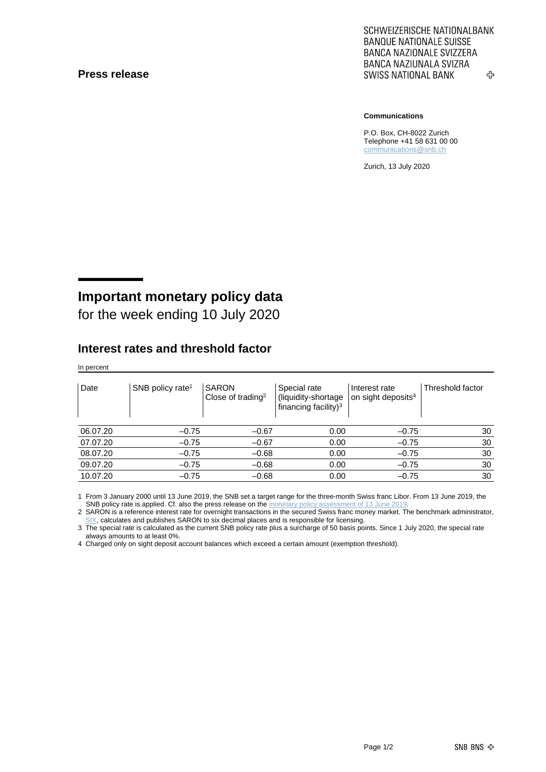**Press release**

SCHWEIZERISCHE NATIONALBANK
BANQUE NATIONALE SUISSE
BANCA NAZIONALE SVIZZERA
BANCA NAZIUNALA SVIZRA
SWISS NATIONAL BANK

**Communications**

P.O. Box, CH-8022 Zurich
Telephone +41 58 631 00 00
communications@snb.ch

Zurich, 13 July 2020

# Important monetary policy data

for the week ending 10 July 2020

## Interest rates and threshold factor

In percent

| Date | SNB policy rate[1] | SARON Close of trading[2] | Special rate (liquidity-shortage financing facility)[3] | Interest rate on sight deposits[4] | Threshold factor |
|---|---|---|---|---|---|
| 06.07.20 | –0.75 | –0.67 | 0.00 | –0.75 | 30 |
| 07.07.20 | –0.75 | –0.67 | 0.00 | –0.75 | 30 |
| 08.07.20 | –0.75 | –0.68 | 0.00 | –0.75 | 30 |
| 09.07.20 | –0.75 | –0.68 | 0.00 | –0.75 | 30 |
| 10.07.20 | –0.75 | –0.68 | 0.00 | –0.75 | 30 |

1 From 3 January 2000 until 13 June 2019, the SNB set a target range for the three-month Swiss franc Libor. From 13 June 2019, the SNB policy rate is applied. Cf. also the press release on the monetary policy assessment of 13 June 2019.

2 SARON is a reference interest rate for overnight transactions in the secured Swiss franc money market. The benchmark administrator, SIX, calculates and publishes SARON to six decimal places and is responsible for licensing.

3 The special rate is calculated as the current SNB policy rate plus a surcharge of 50 basis points. Since 1 July 2020, the special rate always amounts to at least 0%.

4 Charged only on sight deposit account balances which exceed a certain amount (exemption threshold).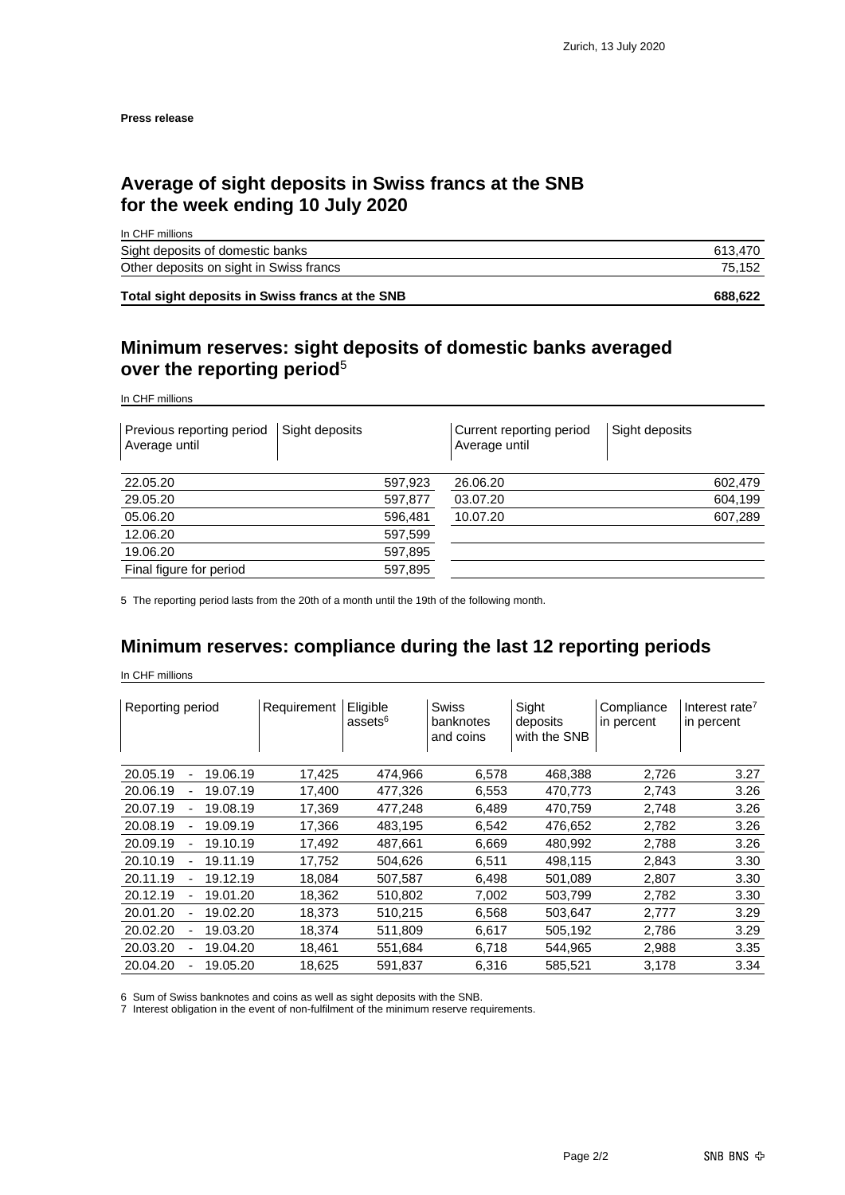Zurich, 13 July 2020

**Press release**

## Average of sight deposits in Swiss francs at the SNB for the week ending 10 July 2020

| In CHF millions | |
|---|---|
| Sight deposits of domestic banks | 613,470 |
| Other deposits on sight in Swiss francs | 75,152 |
| **Total sight deposits in Swiss francs at the SNB** | **688,622** |

## Minimum reserves: sight deposits of domestic banks averaged over the reporting period[5]

In CHF millions

| Previous reporting period Average until | Sight deposits | Current reporting period Average until | Sight deposits |
|---|---|---|---|
| 22.05.20 | 597,923 | 26.06.20 | 602,479 |
| 29.05.20 | 597,877 | 03.07.20 | 604,199 |
| 05.06.20 | 596,481 | 10.07.20 | 607,289 |
| 12.06.20 | 597,599 | | |
| 19.06.20 | 597,895 | | |
| Final figure for period | 597,895 | | |

5 The reporting period lasts from the 20th of a month until the 19th of the following month.

## Minimum reserves: compliance during the last 12 reporting periods

In CHF millions

| Reporting period | Requirement | Eligible assets[6] | Swiss banknotes and coins | Sight deposits with the SNB | Compliance in percent | Interest rate[7] in percent |
|---|---|---|---|---|---|---|
| 20.05.19 - 19.06.19 | 17,425 | 474,966 | 6,578 | 468,388 | 2,726 | 3.27 |
| 20.06.19 - 19.07.19 | 17,400 | 477,326 | 6,553 | 470,773 | 2,743 | 3.26 |
| 20.07.19 - 19.08.19 | 17,369 | 477,248 | 6,489 | 470,759 | 2,748 | 3.26 |
| 20.08.19 - 19.09.19 | 17,366 | 483,195 | 6,542 | 476,652 | 2,782 | 3.26 |
| 20.09.19 - 19.10.19 | 17,492 | 487,661 | 6,669 | 480,992 | 2,788 | 3.26 |
| 20.10.19 - 19.11.19 | 17,752 | 504,626 | 6,511 | 498,115 | 2,843 | 3.30 |
| 20.11.19 - 19.12.19 | 18,084 | 507,587 | 6,498 | 501,089 | 2,807 | 3.30 |
| 20.12.19 - 19.01.20 | 18,362 | 510,802 | 7,002 | 503,799 | 2,782 | 3.30 |
| 20.01.20 - 19.02.20 | 18,373 | 510,215 | 6,568 | 503,647 | 2,777 | 3.29 |
| 20.02.20 - 19.03.20 | 18,374 | 511,809 | 6,617 | 505,192 | 2,786 | 3.29 |
| 20.03.20 - 19.04.20 | 18,461 | 551,684 | 6,718 | 544,965 | 2,988 | 3.35 |
| 20.04.20 - 19.05.20 | 18,625 | 591,837 | 6,316 | 585,521 | 3,178 | 3.34 |

6 Sum of Swiss banknotes and coins as well as sight deposits with the SNB.
7 Interest obligation in the event of non-fulfilment of the minimum reserve requirements.